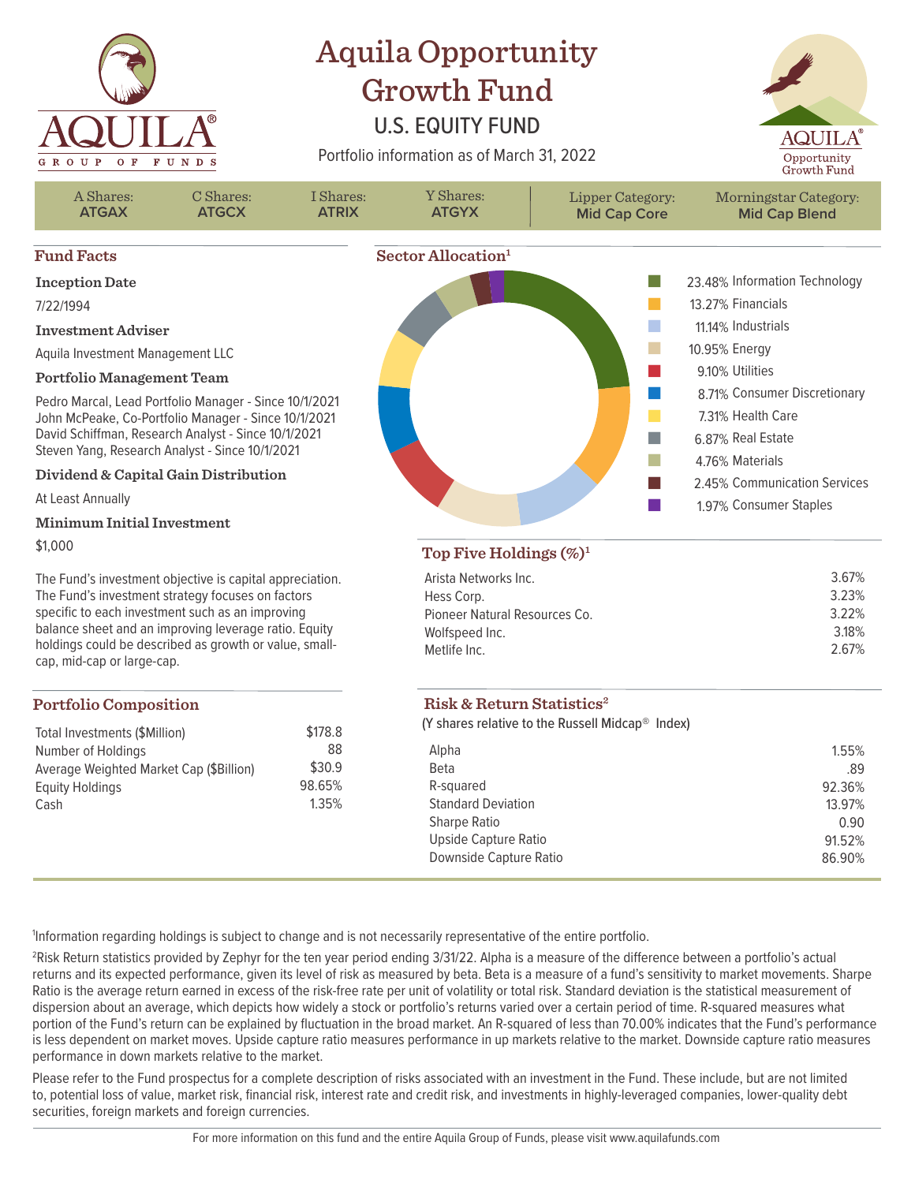# Aquila Opportunity Growth Fund

## U.S. EQUITY FUND

Portfolio information as of March 31, 2022

| A Shares: | C Shares: | I Shares: | Y Shares: | Lipper Category: | Morningstar Category: |
|---|---|---|---|---|---|
| **ATGAX** | **ATGCX** | **ATRIX** | **ATGYX** | **Mid Cap Core** | **Mid Cap Blend** |

## Fund Facts

**Inception Date**

7/22/1994

**Investment Adviser**

Aquila Investment Management LLC

**Portfolio Management Team**

Pedro Marcal, Lead Portfolio Manager - Since 10/1/2021
John McPeake, Co-Portfolio Manager - Since 10/1/2021
David Schiffman, Research Analyst - Since 10/1/2021
Steven Yang, Research Analyst - Since 10/1/2021

**Dividend & Capital Gain Distribution**

At Least Annually

**Minimum Initial Investment**

$1,000

The Fund's investment objective is capital appreciation. The Fund's investment strategy focuses on factors specific to each investment such as an improving balance sheet and an improving leverage ratio. Equity holdings could be described as growth or value, small-cap, mid-cap or large-cap.

## Sector Allocation[1]

| Sector | % |
|---|---|
| Information Technology | 23.48% |
| Financials | 13.27% |
| Industrials | 11.14% |
| Energy | 10.95% |
| Utilities | 9.10% |
| Consumer Discretionary | 8.71% |
| Health Care | 7.31% |
| Real Estate | 6.87% |
| Materials | 4.76% |
| Communication Services | 2.45% |
| Consumer Staples | 1.97% |

## Top Five Holdings (%)[1]

| Holding | % |
|---|---|
| Arista Networks Inc. | 3.67% |
| Hess Corp. | 3.23% |
| Pioneer Natural Resources Co. | 3.22% |
| Wolfspeed Inc. | 3.18% |
| Metlife Inc. | 2.67% |

## Portfolio Composition

| | |
|---|---|
| Total Investments ($Million) | $178.8 |
| Number of Holdings | 88 |
| Average Weighted Market Cap ($Billion) | $30.9 |
| Equity Holdings | 98.65% |
| Cash | 1.35% |

## Risk & Return Statistics[2]

(Y shares relative to the Russell Midcap® Index)

| | |
|---|---|
| Alpha | 1.55% |
| Beta | .89 |
| R-squared | 92.36% |
| Standard Deviation | 13.97% |
| Sharpe Ratio | 0.90 |
| Upside Capture Ratio | 91.52% |
| Downside Capture Ratio | 86.90% |

[1]Information regarding holdings is subject to change and is not necessarily representative of the entire portfolio.

[2]Risk Return statistics provided by Zephyr for the ten year period ending 3/31/22. Alpha is a measure of the difference between a portfolio's actual returns and its expected performance, given its level of risk as measured by beta. Beta is a measure of a fund's sensitivity to market movements. Sharpe Ratio is the average return earned in excess of the risk-free rate per unit of volatility or total risk. Standard deviation is the statistical measurement of dispersion about an average, which depicts how widely a stock or portfolio's returns varied over a certain period of time. R-squared measures what portion of the Fund's return can be explained by fluctuation in the broad market. An R-squared of less than 70.00% indicates that the Fund's performance is less dependent on market moves. Upside capture ratio measures performance in up markets relative to the market. Downside capture ratio measures performance in down markets relative to the market.

Please refer to the Fund prospectus for a complete description of risks associated with an investment in the Fund. These include, but are not limited to, potential loss of value, market risk, financial risk, interest rate and credit risk, and investments in highly-leveraged companies, lower-quality debt securities, foreign markets and foreign currencies.

For more information on this fund and the entire Aquila Group of Funds, please visit www.aquilafunds.com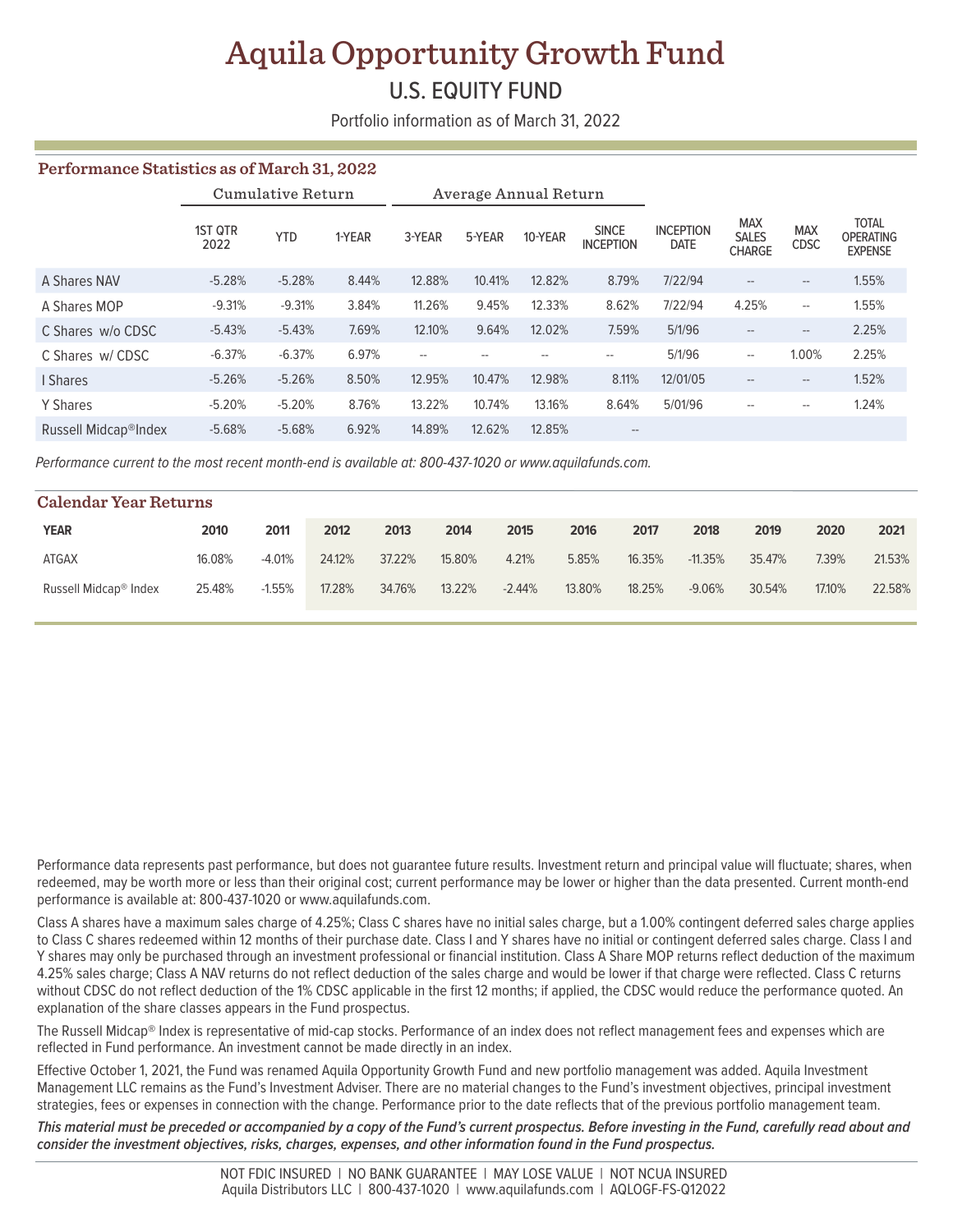# Aquila Opportunity Growth Fund

## U.S. EQUITY FUND

Portfolio information as of March 31, 2022

### Performance Statistics as of March 31, 2022

| | Cumulative Return | | | Average Annual Return | | | | | | | |
|---|---|---|---|---|---|---|---|---|---|---|---|
| | 1ST QTR 2022 | YTD | 1-YEAR | 3-YEAR | 5-YEAR | 10-YEAR | SINCE INCEPTION | INCEPTION DATE | MAX SALES CHARGE | MAX CDSC | TOTAL OPERATING EXPENSE |
| A Shares NAV | -5.28% | -5.28% | 8.44% | 12.88% | 10.41% | 12.82% | 8.79% | 7/22/94 | -- | -- | 1.55% |
| A Shares MOP | -9.31% | -9.31% | 3.84% | 11.26% | 9.45% | 12.33% | 8.62% | 7/22/94 | 4.25% | -- | 1.55% |
| C Shares w/o CDSC | -5.43% | -5.43% | 7.69% | 12.10% | 9.64% | 12.02% | 7.59% | 5/1/96 | -- | -- | 2.25% |
| C Shares w/ CDSC | -6.37% | -6.37% | 6.97% | -- | -- | -- | -- | 5/1/96 | -- | 1.00% | 2.25% |
| I Shares | -5.26% | -5.26% | 8.50% | 12.95% | 10.47% | 12.98% | 8.11% | 12/01/05 | -- | -- | 1.52% |
| Y Shares | -5.20% | -5.20% | 8.76% | 13.22% | 10.74% | 13.16% | 8.64% | 5/01/96 | -- | -- | 1.24% |
| Russell Midcap®Index | -5.68% | -5.68% | 6.92% | 14.89% | 12.62% | 12.85% | -- | | | | |

*Performance current to the most recent month-end is available at: 800-437-1020 or www.aquilafunds.com.*

### Calendar Year Returns

| YEAR | 2010 | 2011 | 2012 | 2013 | 2014 | 2015 | 2016 | 2017 | 2018 | 2019 | 2020 | 2021 |
|---|---|---|---|---|---|---|---|---|---|---|---|---|
| ATGAX | 16.08% | -4.01% | 24.12% | 37.22% | 15.80% | 4.21% | 5.85% | 16.35% | -11.35% | 35.47% | 7.39% | 21.53% |
| Russell Midcap® Index | 25.48% | -1.55% | 17.28% | 34.76% | 13.22% | -2.44% | 13.80% | 18.25% | -9.06% | 30.54% | 17.10% | 22.58% |

Performance data represents past performance, but does not guarantee future results. Investment return and principal value will fluctuate; shares, when redeemed, may be worth more or less than their original cost; current performance may be lower or higher than the data presented. Current month-end performance is available at: 800-437-1020 or www.aquilafunds.com.

Class A shares have a maximum sales charge of 4.25%; Class C shares have no initial sales charge, but a 1.00% contingent deferred sales charge applies to Class C shares redeemed within 12 months of their purchase date. Class I and Y shares have no initial or contingent deferred sales charge. Class I and Y shares may only be purchased through an investment professional or financial institution. Class A Share MOP returns reflect deduction of the maximum 4.25% sales charge; Class A NAV returns do not reflect deduction of the sales charge and would be lower if that charge were reflected. Class C returns without CDSC do not reflect deduction of the 1% CDSC applicable in the first 12 months; if applied, the CDSC would reduce the performance quoted. An explanation of the share classes appears in the Fund prospectus.

The Russell Midcap® Index is representative of mid-cap stocks. Performance of an index does not reflect management fees and expenses which are reflected in Fund performance. An investment cannot be made directly in an index.

Effective October 1, 2021, the Fund was renamed Aquila Opportunity Growth Fund and new portfolio management was added. Aquila Investment Management LLC remains as the Fund's Investment Adviser. There are no material changes to the Fund's investment objectives, principal investment strategies, fees or expenses in connection with the change. Performance prior to the date reflects that of the previous portfolio management team.

***This material must be preceded or accompanied by a copy of the Fund's current prospectus. Before investing in the Fund, carefully read about and consider the investment objectives, risks, charges, expenses, and other information found in the Fund prospectus.***

NOT FDIC INSURED | NO BANK GUARANTEE | MAY LOSE VALUE | NOT NCUA INSURED
Aquila Distributors LLC | 800-437-1020 | www.aquilafunds.com | AQLOGF-FS-Q12022